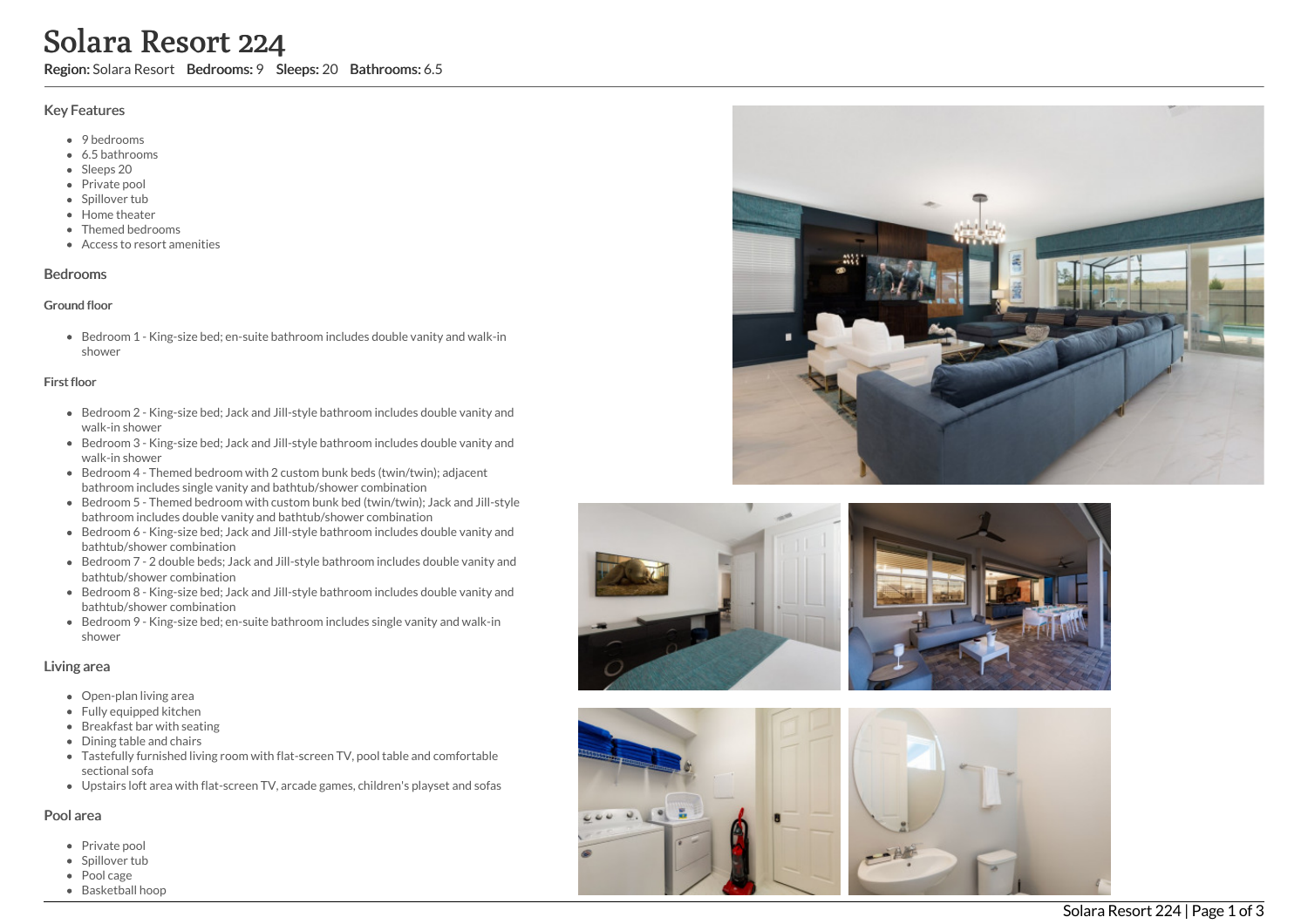# Solara Resort 224

**Region:** Solara Resort **Bedrooms:** 9 **Sleeps:** 20 **Bathrooms:** 6.5

## Key Features

- 9 bedrooms
- 6.5 bathrooms
- Sleeps 20
- Private pool
- Spillover tub
- Home theater
- Themed bedrooms
- Access to resort amenities

## Bedrooms

### Ground floor

- Bedroom 1 - King-size bed; en-suite bathroom includes double vanity and walk-in shower

### First floor

- Bedroom 2 - King-size bed; Jack and Jill-style bathroom includes double vanity and walk-in shower
- Bedroom 3 - King-size bed; Jack and Jill-style bathroom includes double vanity and walk-in shower
- Bedroom 4 - Themed bedroom with 2 custom bunk beds (twin/twin); adjacent bathroom includes single vanity and bathtub/shower combination
- Bedroom 5 - Themed bedroom with custom bunk bed (twin/twin); Jack and Jill-style bathroom includes double vanity and bathtub/shower combination
- Bedroom 6 - King-size bed; Jack and Jill-style bathroom includes double vanity and bathtub/shower combination
- Bedroom 7 - 2 double beds; Jack and Jill-style bathroom includes double vanity and bathtub/shower combination
- Bedroom 8 - King-size bed; Jack and Jill-style bathroom includes double vanity and bathtub/shower combination
- Bedroom 9 - King-size bed; en-suite bathroom includes single vanity and walk-in shower

## Living area

- Open-plan living area
- Fully equipped kitchen
- Breakfast bar with seating
- Dining table and chairs
- Tastefully furnished living room with flat-screen TV, pool table and comfortable sectional sofa
- Upstairs loft area with flat-screen TV, arcade games, children's playset and sofas

## Pool area

- Private pool
- Spillover tub
- Pool cage
- Basketball hoop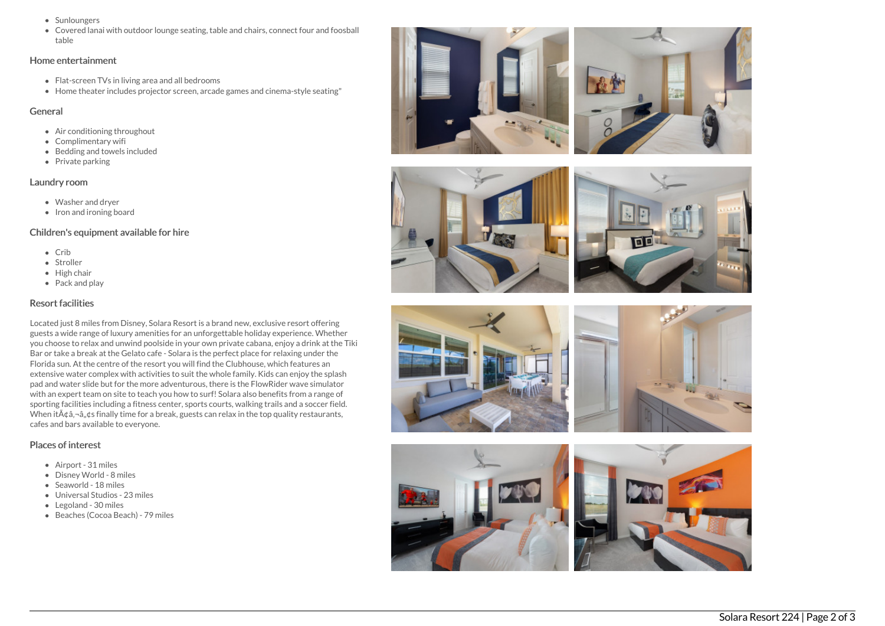- Sunloungers
- Covered lanai with outdoor lounge seating, table and chairs, connect four and foosball table

## Home entertainment

- Flat-screen TVs in living area and all bedrooms
- Home theater includes projector screen, arcade games and cinema-style seating"

## General

- Air conditioning throughout
- Complimentary wifi
- Bedding and towels included
- Private parking

## Laundry room

- Washer and dryer
- Iron and ironing board

## Children's equipment available for hire

- Crib
- Stroller
- High chair
- Pack and play

## Resort facilities

Located just 8 miles from Disney, Solara Resort is a brand new, exclusive resort offering guests a wide range of luxury amenities for an unforgettable holiday experience. Whether you choose to relax and unwind poolside in your own private cabana, enjoy a drink at the Tiki Bar or take a break at the Gelato cafe - Solara is the perfect place for relaxing under the Florida sun. At the centre of the resort you will find the Clubhouse, which features an extensive water complex with activities to suit the whole family. Kids can enjoy the splash pad and water slide but for the more adventurous, there is the FlowRider wave simulator with an expert team on site to teach you how to surf! Solara also benefits from a range of sporting facilities including a fitness center, sports courts, walking trails and a soccer field. When itÃ¢â‚¬â„¢s finally time for a break, guests can relax in the top quality restaurants, cafes and bars available to everyone.

## Places of interest

- Airport - 31 miles
- Disney World - 8 miles
- Seaworld - 18 miles
- Universal Studios - 23 miles
- Legoland - 30 miles
- Beaches (Cocoa Beach) - 79 miles